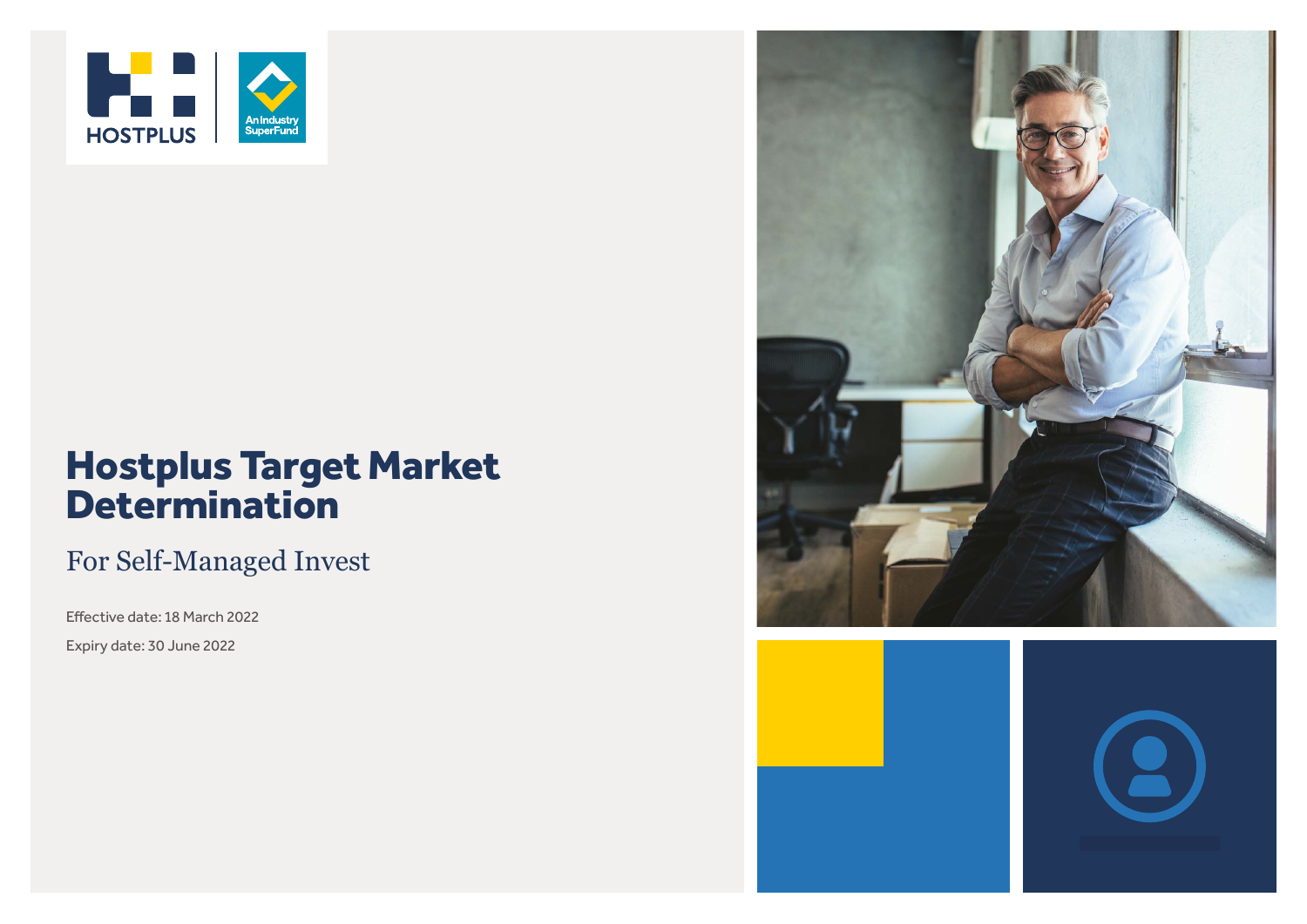# Hostplus Target Market Determination

## For Self-Managed Invest

Effective date: 18 March 2022

Expiry date: 30 June 2022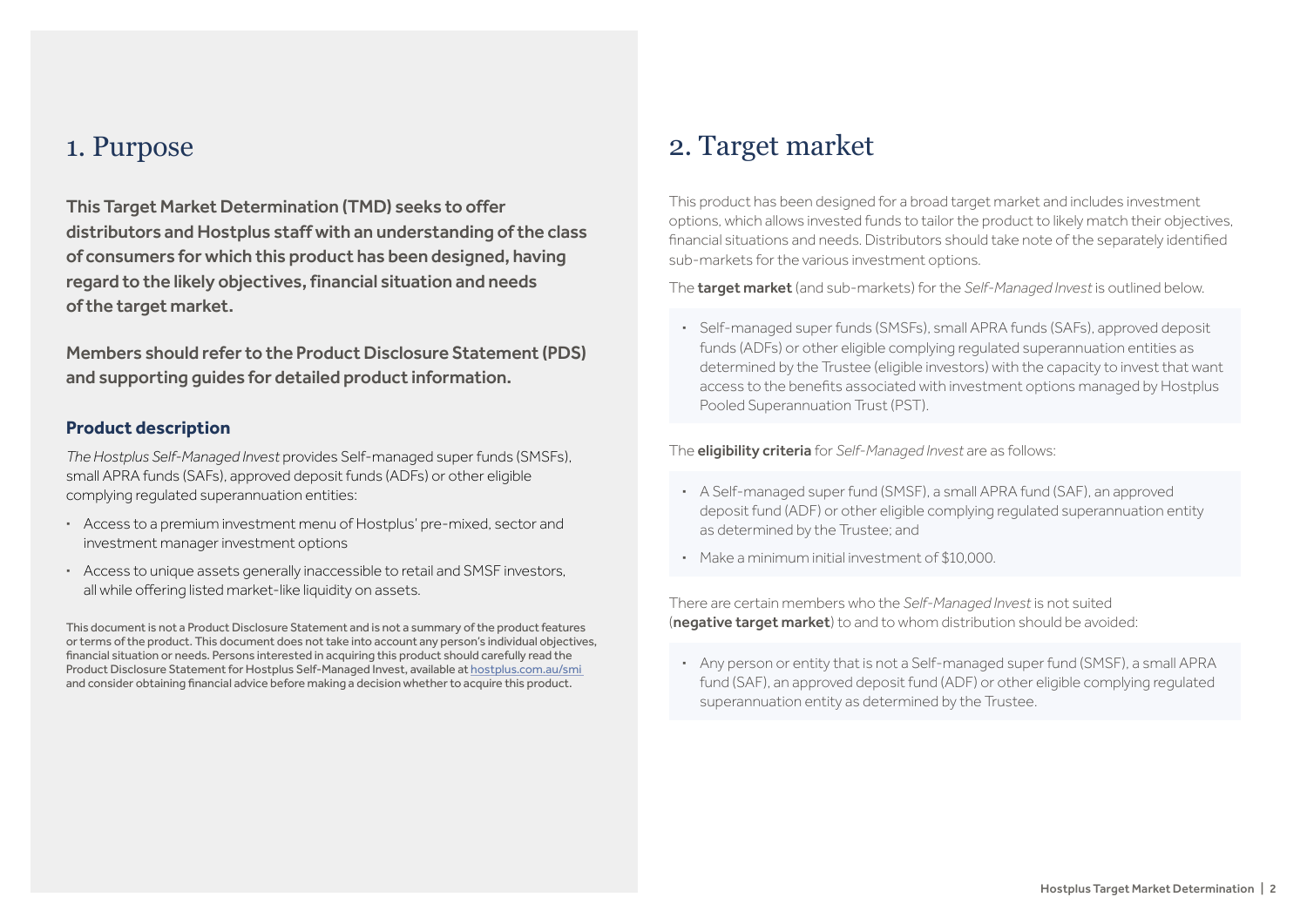# 1. Purpose

**This Target Market Determination (TMD) seeks to offer distributors and Hostplus staff with an understanding of the class of consumers for which this product has been designed, having regard to the likely objectives, financial situation and needs of the target market.**

**Members should refer to the Product Disclosure Statement (PDS) and supporting guides for detailed product information.**

### Product description

*The Hostplus Self-Managed Invest* provides Self-managed super funds (SMSFs), small APRA funds (SAFs), approved deposit funds (ADFs) or other eligible complying regulated superannuation entities:

- Access to a premium investment menu of Hostplus' pre-mixed, sector and investment manager investment options
- Access to unique assets generally inaccessible to retail and SMSF investors, all while offering listed market-like liquidity on assets.

This document is not a Product Disclosure Statement and is not a summary of the product features or terms of the product. This document does not take into account any person's individual objectives, financial situation or needs. Persons interested in acquiring this product should carefully read the Product Disclosure Statement for Hostplus Self-Managed Invest, available at hostplus.com.au/smi and consider obtaining financial advice before making a decision whether to acquire this product.

# 2. Target market

This product has been designed for a broad target market and includes investment options, which allows invested funds to tailor the product to likely match their objectives, financial situations and needs. Distributors should take note of the separately identified sub-markets for the various investment options.

The **target market** (and sub-markets) for the *Self-Managed Invest* is outlined below.

- Self-managed super funds (SMSFs), small APRA funds (SAFs), approved deposit funds (ADFs) or other eligible complying regulated superannuation entities as determined by the Trustee (eligible investors) with the capacity to invest that want access to the benefits associated with investment options managed by Hostplus Pooled Superannuation Trust (PST).

The **eligibility criteria** for *Self-Managed Invest* are as follows:

- A Self-managed super fund (SMSF), a small APRA fund (SAF), an approved deposit fund (ADF) or other eligible complying regulated superannuation entity as determined by the Trustee; and
- Make a minimum initial investment of $10,000.

There are certain members who the *Self-Managed Invest* is not suited (**negative target market**) to and to whom distribution should be avoided:

- Any person or entity that is not a Self-managed super fund (SMSF), a small APRA fund (SAF), an approved deposit fund (ADF) or other eligible complying regulated superannuation entity as determined by the Trustee.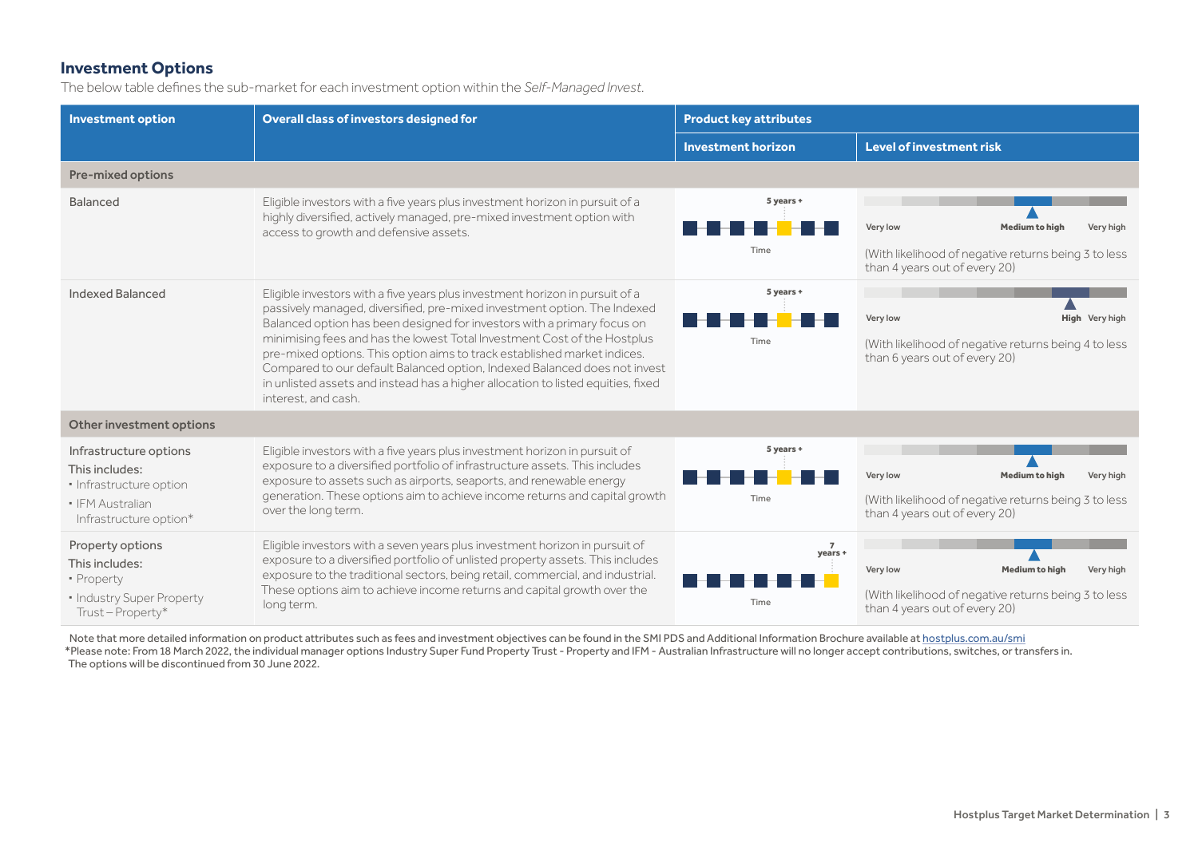## Investment Options

The below table defines the sub-market for each investment option within the *Self-Managed Invest*.

| Investment option | Overall class of investors designed for | Product key attributes | |
|---|---|---|---|
| | | Investment horizon | Level of investment risk |
| **Pre-mixed options** | | | |
| Balanced | Eligible investors with a five years plus investment horizon in pursuit of a highly diversified, actively managed, pre-mixed investment option with access to growth and defensive assets. | 5 years + | Medium to high (With likelihood of negative returns being 3 to less than 4 years out of every 20) |
| Indexed Balanced | Eligible investors with a five years plus investment horizon in pursuit of a passively managed, diversified, pre-mixed investment option. The Indexed Balanced option has been designed for investors with a primary focus on minimising fees and has the lowest Total Investment Cost of the Hostplus pre-mixed options. This option aims to track established market indices. Compared to our default Balanced option, Indexed Balanced does not invest in unlisted assets and instead has a higher allocation to listed equities, fixed interest, and cash. | 5 years + | High (With likelihood of negative returns being 4 to less than 6 years out of every 20) |
| **Other investment options** | | | |
| Infrastructure options<br>This includes:<br>• Infrastructure option<br>• IFM Australian Infrastructure option* | Eligible investors with a five years plus investment horizon in pursuit of exposure to a diversified portfolio of infrastructure assets. This includes exposure to assets such as airports, seaports, and renewable energy generation. These options aim to achieve income returns and capital growth over the long term. | 5 years + | Medium to high (With likelihood of negative returns being 3 to less than 4 years out of every 20) |
| Property options<br>This includes:<br>• Property<br>• Industry Super Property Trust – Property* | Eligible investors with a seven years plus investment horizon in pursuit of exposure to a diversified portfolio of unlisted property assets. This includes exposure to the traditional sectors, being retail, commercial, and industrial. These options aim to achieve income returns and capital growth over the long term. | 7 years + | Medium to high (With likelihood of negative returns being 3 to less than 4 years out of every 20) |

Note that more detailed information on product attributes such as fees and investment objectives can be found in the SMI PDS and Additional Information Brochure available at hostplus.com.au/smi

*Please note: From 18 March 2022, the individual manager options Industry Super Fund Property Trust - Property and IFM - Australian Infrastructure will no longer accept contributions, switches, or transfers in. The options will be discontinued from 30 June 2022.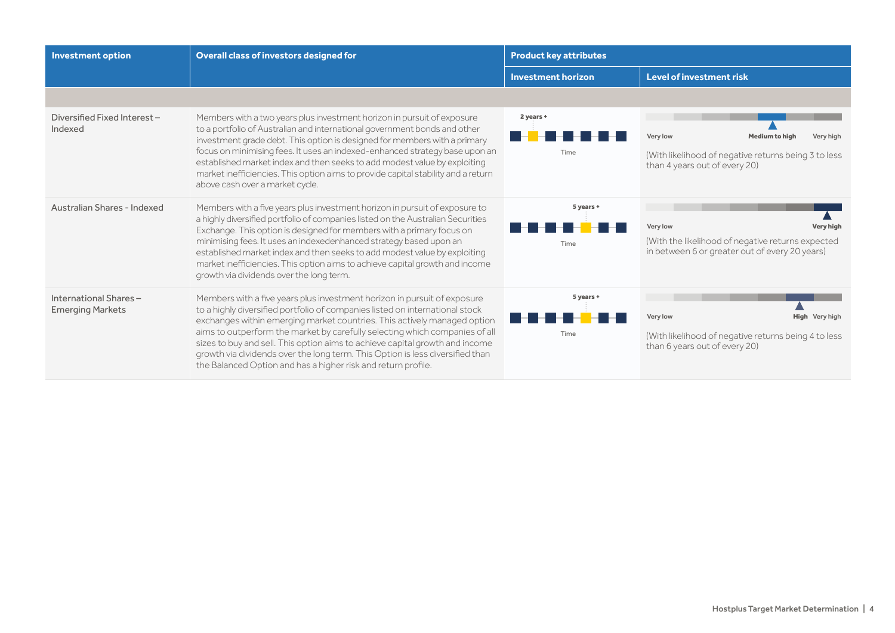| Investment option | Overall class of investors designed for | Product key attributes | |
|---|---|---|---|
| | | Investment horizon | Level of investment risk |
| | | | |
| Diversified Fixed Interest – Indexed | Members with a two years plus investment horizon in pursuit of exposure to a portfolio of Australian and international government bonds and other investment grade debt. This option is designed for members with a primary focus on minimising fees. It uses an indexed-enhanced strategy base upon an established market index and then seeks to add modest value by exploiting market inefficiencies. This option aims to provide capital stability and a return above cash over a market cycle. | 2 years + | Medium to high (With likelihood of negative returns being 3 to less than 4 years out of every 20) |
| Australian Shares - Indexed | Members with a five years plus investment horizon in pursuit of exposure to a highly diversified portfolio of companies listed on the Australian Securities Exchange. This option is designed for members with a primary focus on minimising fees. It uses an indexedenhanced strategy based upon an established market index and then seeks to add modest value by exploiting market inefficiencies. This option aims to achieve capital growth and income growth via dividends over the long term. | 5 years + | Very high (With the likelihood of negative returns expected in between 6 or greater out of every 20 years) |
| International Shares – Emerging Markets | Members with a five years plus investment horizon in pursuit of exposure to a highly diversified portfolio of companies listed on international stock exchanges within emerging market countries. This actively managed option aims to outperform the market by carefully selecting which companies of all sizes to buy and sell. This option aims to achieve capital growth and income growth via dividends over the long term. This Option is less diversified than the Balanced Option and has a higher risk and return profile. | 5 years + | High (With likelihood of negative returns being 4 to less than 6 years out of every 20) |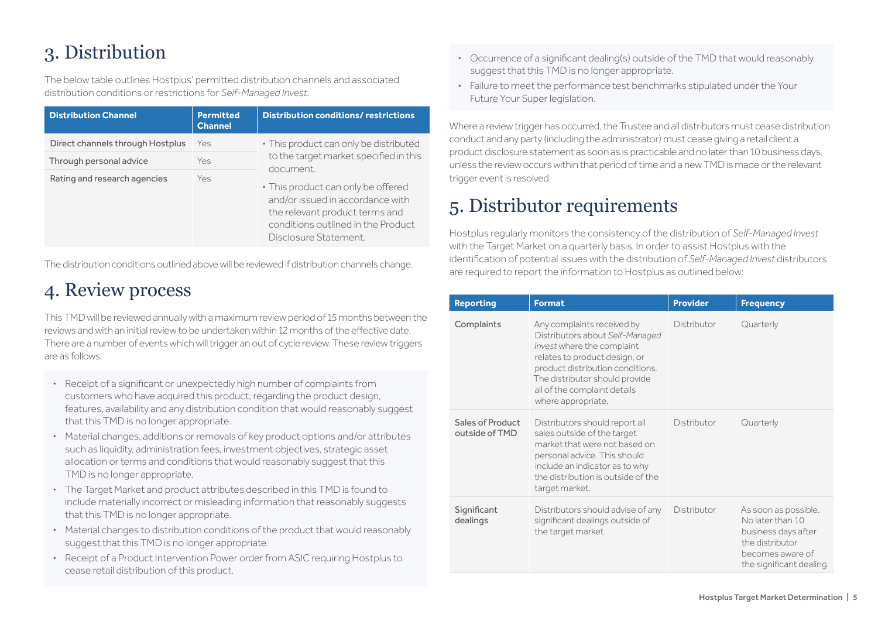## 3. Distribution

The below table outlines Hostplus' permitted distribution channels and associated distribution conditions or restrictions for *Self-Managed Invest*.

| Distribution Channel | Permitted Channel | Distribution conditions/ restrictions |
|---|---|---|
| Direct channels through Hostplus | Yes | • This product can only be distributed to the target market specified in this document.<br>• This product can only be offered and/or issued in accordance with the relevant product terms and conditions outlined in the Product Disclosure Statement. |
| Through personal advice | Yes | |
| Rating and research agencies | Yes | |

The distribution conditions outlined above will be reviewed if distribution channels change.

## 4. Review process

This TMD will be reviewed annually with a maximum review period of 15 months between the reviews and with an initial review to be undertaken within 12 months of the effective date. There are a number of events which will trigger an out of cycle review. These review triggers are as follows:

- Receipt of a significant or unexpectedly high number of complaints from customers who have acquired this product, regarding the product design, features, availability and any distribution condition that would reasonably suggest that this TMD is no longer appropriate.
- Material changes, additions or removals of key product options and/or attributes such as liquidity, administration fees, investment objectives, strategic asset allocation or terms and conditions that would reasonably suggest that this TMD is no longer appropriate.
- The Target Market and product attributes described in this TMD is found to include materially incorrect or misleading information that reasonably suggests that this TMD is no longer appropriate.
- Material changes to distribution conditions of the product that would reasonably suggest that this TMD is no longer appropriate.
- Receipt of a Product Intervention Power order from ASIC requiring Hostplus to cease retail distribution of this product.
- Occurrence of a significant dealing(s) outside of the TMD that would reasonably suggest that this TMD is no longer appropriate.
- Failure to meet the performance test benchmarks stipulated under the Your Future Your Super legislation.

Where a review trigger has occurred, the Trustee and all distributors must cease distribution conduct and any party (including the administrator) must cease giving a retail client a product disclosure statement as soon as is practicable and no later than 10 business days, unless the review occurs within that period of time and a new TMD is made or the relevant trigger event is resolved.

## 5. Distributor requirements

Hostplus regularly monitors the consistency of the distribution of *Self-Managed Invest* with the Target Market on a quarterly basis. In order to assist Hostplus with the identification of potential issues with the distribution of *Self-Managed Invest* distributors are required to report the information to Hostplus as outlined below:

| Reporting | Format | Provider | Frequency |
|---|---|---|---|
| Complaints | Any complaints received by Distributors about *Self-Managed Invest* where the complaint relates to product design, or product distribution conditions. The distributor should provide all of the complaint details where appropriate. | Distributor | Quarterly |
| Sales of Product outside of TMD | Distributors should report all sales outside of the target market that were not based on personal advice. This should include an indicator as to why the distribution is outside of the target market. | Distributor | Quarterly |
| Significant dealings | Distributors should advise of any significant dealings outside of the target market. | Distributor | As soon as possible. No later than 10 business days after the distributor becomes aware of the significant dealing. |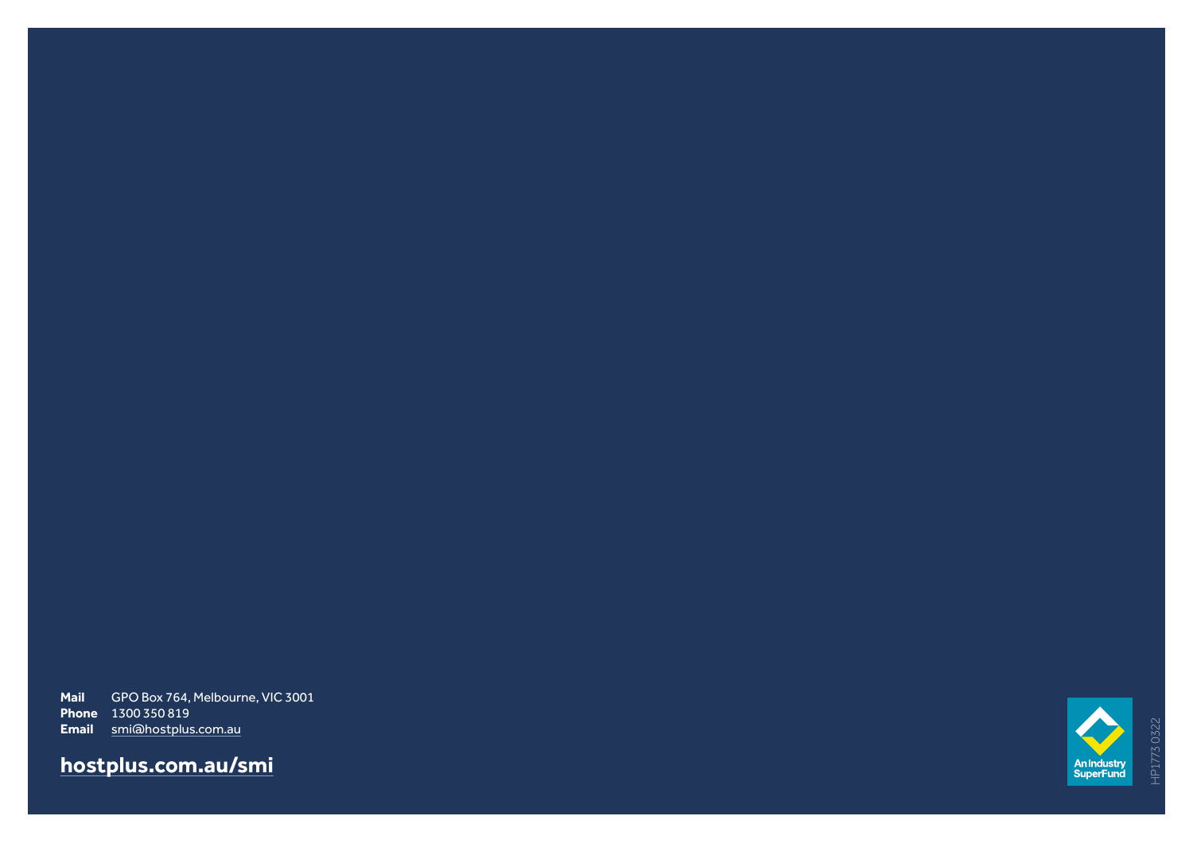**Mail** GPO Box 764, Melbourne, VIC 3001
**Phone** 1300 350 819
**Email** smi@hostplus.com.au

**hostplus.com.au/smi**

An Industry SuperFund

HP1773 0322